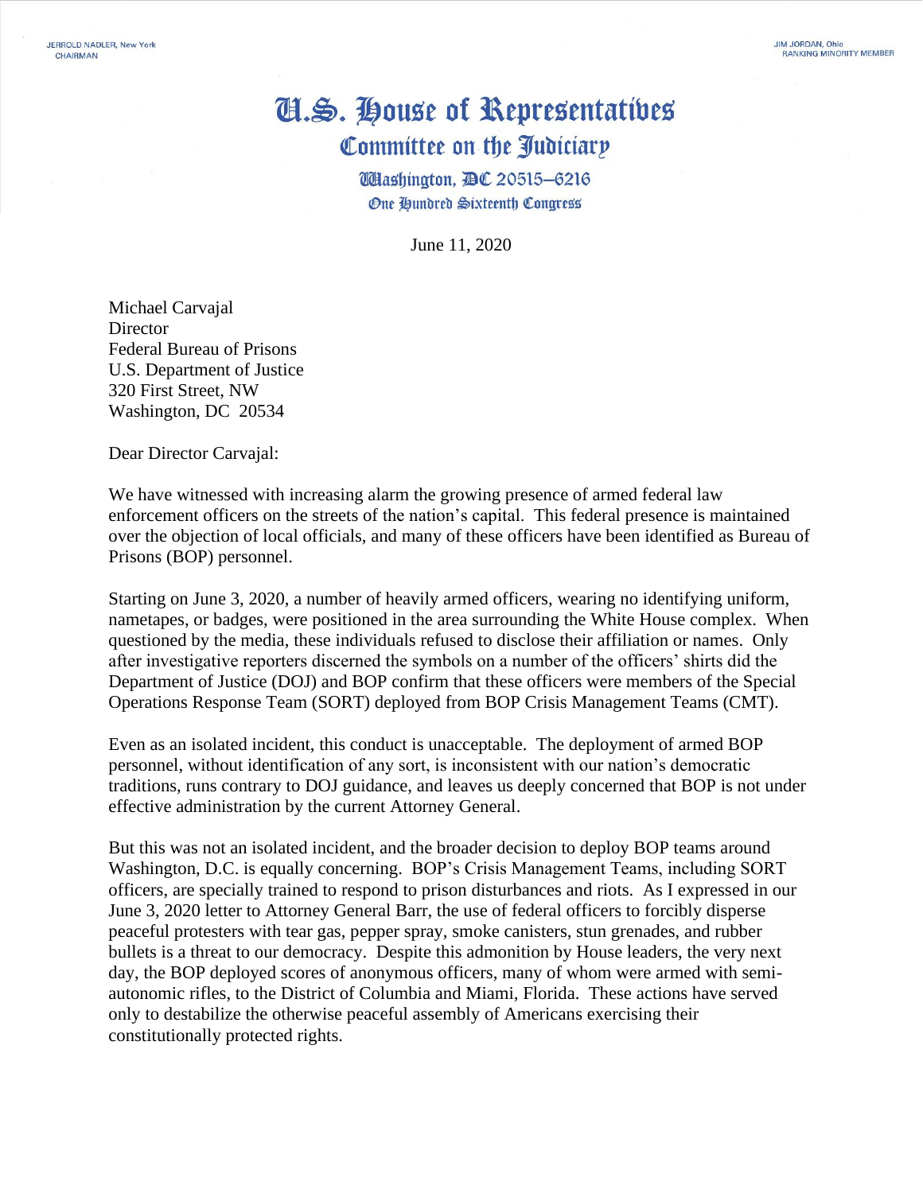JERROLD NADLER, New York
CHAIRMAN

JIM JORDAN, Ohio
RANKING MINORITY MEMBER

# U.S. House of Representatives
## Committee on the Judiciary
Washington, DC 20515–6216
One Hundred Sixteenth Congress

June 11, 2020

Michael Carvajal
Director
Federal Bureau of Prisons
U.S. Department of Justice
320 First Street, NW
Washington, DC 20534

Dear Director Carvajal:

We have witnessed with increasing alarm the growing presence of armed federal law enforcement officers on the streets of the nation's capital. This federal presence is maintained over the objection of local officials, and many of these officers have been identified as Bureau of Prisons (BOP) personnel.

Starting on June 3, 2020, a number of heavily armed officers, wearing no identifying uniform, nametapes, or badges, were positioned in the area surrounding the White House complex. When questioned by the media, these individuals refused to disclose their affiliation or names. Only after investigative reporters discerned the symbols on a number of the officers' shirts did the Department of Justice (DOJ) and BOP confirm that these officers were members of the Special Operations Response Team (SORT) deployed from BOP Crisis Management Teams (CMT).

Even as an isolated incident, this conduct is unacceptable. The deployment of armed BOP personnel, without identification of any sort, is inconsistent with our nation's democratic traditions, runs contrary to DOJ guidance, and leaves us deeply concerned that BOP is not under effective administration by the current Attorney General.

But this was not an isolated incident, and the broader decision to deploy BOP teams around Washington, D.C. is equally concerning. BOP's Crisis Management Teams, including SORT officers, are specially trained to respond to prison disturbances and riots. As I expressed in our June 3, 2020 letter to Attorney General Barr, the use of federal officers to forcibly disperse peaceful protesters with tear gas, pepper spray, smoke canisters, stun grenades, and rubber bullets is a threat to our democracy. Despite this admonition by House leaders, the very next day, the BOP deployed scores of anonymous officers, many of whom were armed with semi-autonomic rifles, to the District of Columbia and Miami, Florida. These actions have served only to destabilize the otherwise peaceful assembly of Americans exercising their constitutionally protected rights.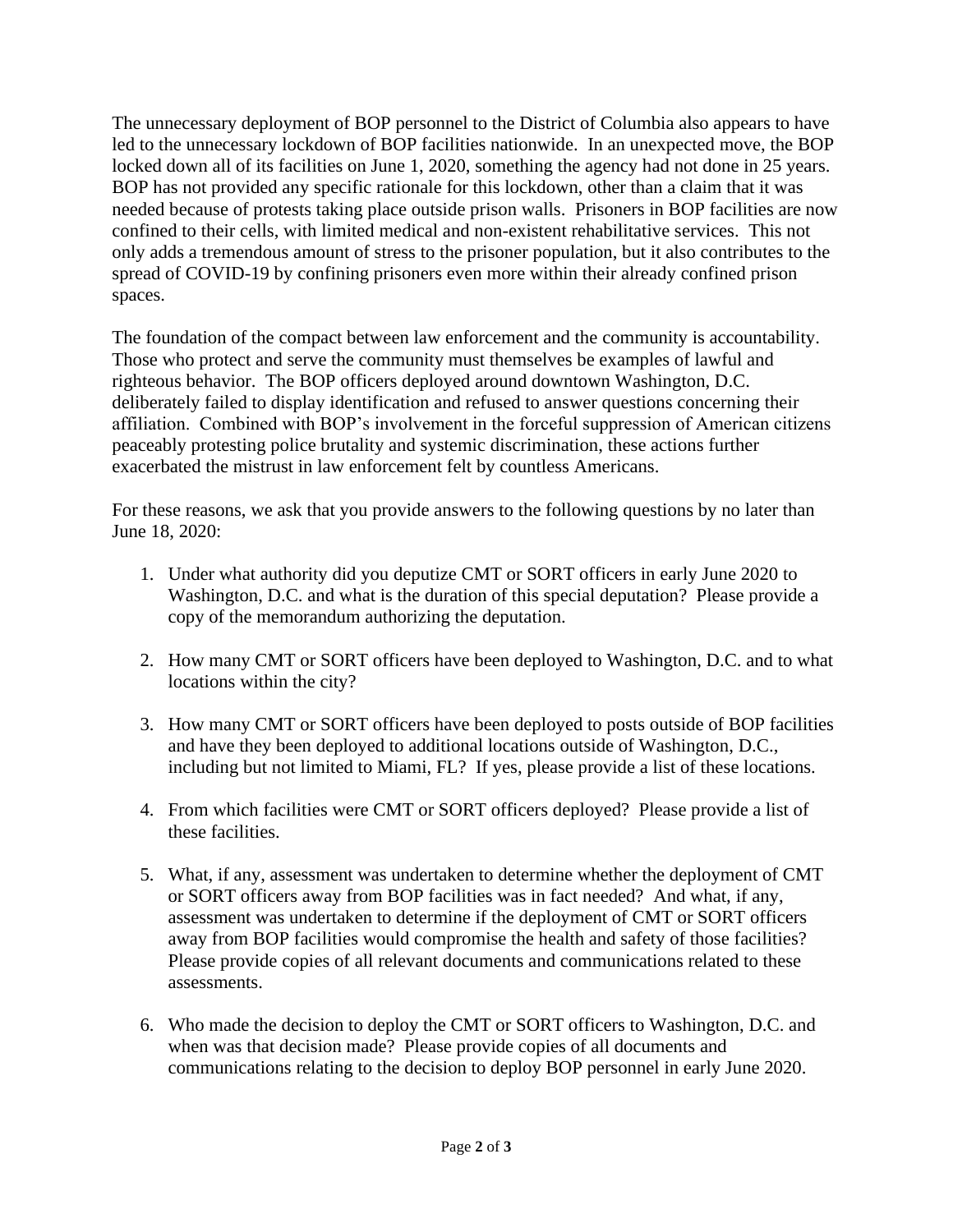The unnecessary deployment of BOP personnel to the District of Columbia also appears to have led to the unnecessary lockdown of BOP facilities nationwide. In an unexpected move, the BOP locked down all of its facilities on June 1, 2020, something the agency had not done in 25 years. BOP has not provided any specific rationale for this lockdown, other than a claim that it was needed because of protests taking place outside prison walls. Prisoners in BOP facilities are now confined to their cells, with limited medical and non-existent rehabilitative services. This not only adds a tremendous amount of stress to the prisoner population, but it also contributes to the spread of COVID-19 by confining prisoners even more within their already confined prison spaces.

The foundation of the compact between law enforcement and the community is accountability. Those who protect and serve the community must themselves be examples of lawful and righteous behavior. The BOP officers deployed around downtown Washington, D.C. deliberately failed to display identification and refused to answer questions concerning their affiliation. Combined with BOP's involvement in the forceful suppression of American citizens peaceably protesting police brutality and systemic discrimination, these actions further exacerbated the mistrust in law enforcement felt by countless Americans.

For these reasons, we ask that you provide answers to the following questions by no later than June 18, 2020:

1. Under what authority did you deputize CMT or SORT officers in early June 2020 to Washington, D.C. and what is the duration of this special deputation? Please provide a copy of the memorandum authorizing the deputation.

2. How many CMT or SORT officers have been deployed to Washington, D.C. and to what locations within the city?

3. How many CMT or SORT officers have been deployed to posts outside of BOP facilities and have they been deployed to additional locations outside of Washington, D.C., including but not limited to Miami, FL? If yes, please provide a list of these locations.

4. From which facilities were CMT or SORT officers deployed? Please provide a list of these facilities.

5. What, if any, assessment was undertaken to determine whether the deployment of CMT or SORT officers away from BOP facilities was in fact needed? And what, if any, assessment was undertaken to determine if the deployment of CMT or SORT officers away from BOP facilities would compromise the health and safety of those facilities? Please provide copies of all relevant documents and communications related to these assessments.

6. Who made the decision to deploy the CMT or SORT officers to Washington, D.C. and when was that decision made? Please provide copies of all documents and communications relating to the decision to deploy BOP personnel in early June 2020.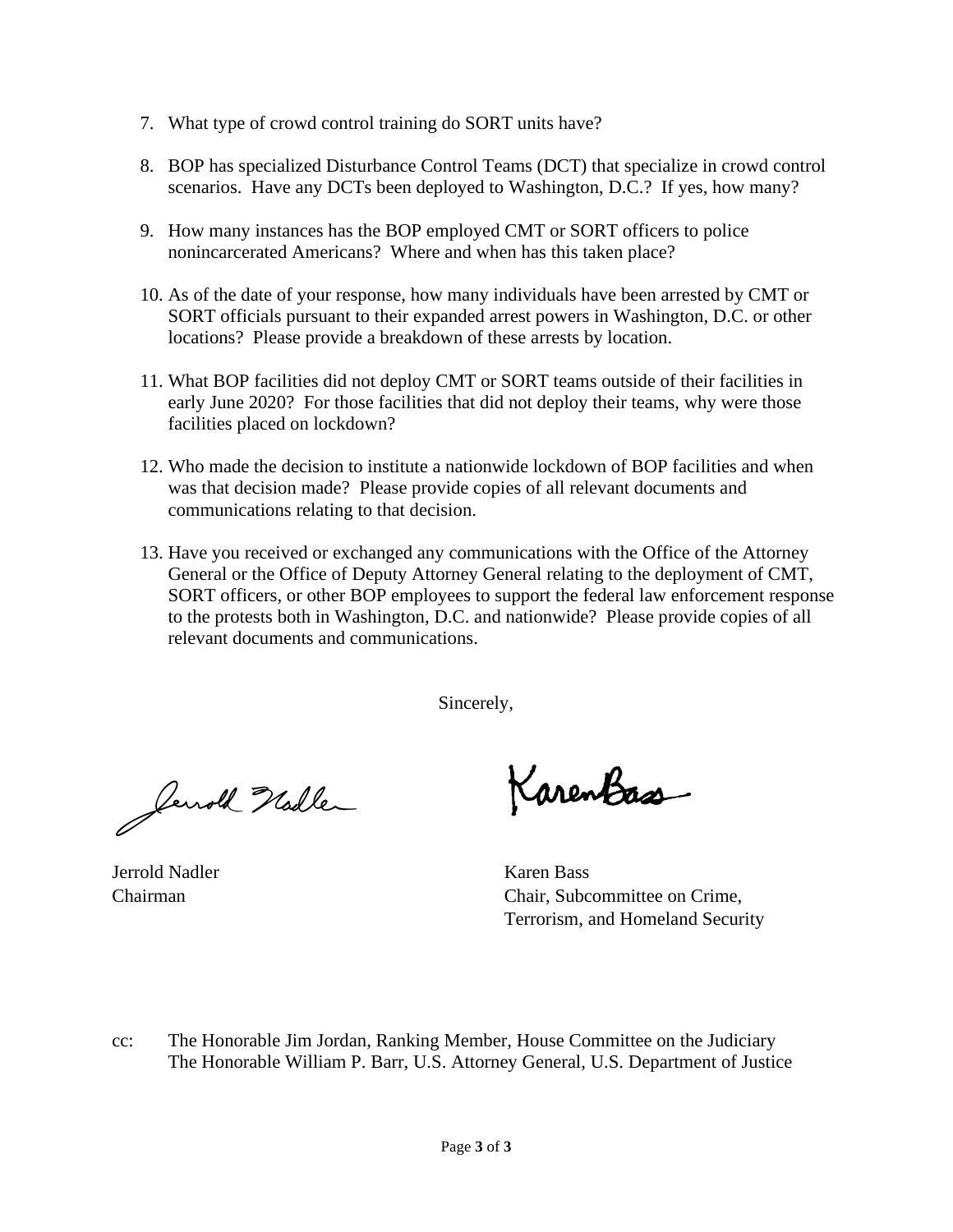7. What type of crowd control training do SORT units have?

8. BOP has specialized Disturbance Control Teams (DCT) that specialize in crowd control scenarios. Have any DCTs been deployed to Washington, D.C.? If yes, how many?

9. How many instances has the BOP employed CMT or SORT officers to police nonincarcerated Americans? Where and when has this taken place?

10. As of the date of your response, how many individuals have been arrested by CMT or SORT officials pursuant to their expanded arrest powers in Washington, D.C. or other locations? Please provide a breakdown of these arrests by location.

11. What BOP facilities did not deploy CMT or SORT teams outside of their facilities in early June 2020? For those facilities that did not deploy their teams, why were those facilities placed on lockdown?

12. Who made the decision to institute a nationwide lockdown of BOP facilities and when was that decision made? Please provide copies of all relevant documents and communications relating to that decision.

13. Have you received or exchanged any communications with the Office of the Attorney General or the Office of Deputy Attorney General relating to the deployment of CMT, SORT officers, or other BOP employees to support the federal law enforcement response to the protests both in Washington, D.C. and nationwide? Please provide copies of all relevant documents and communications.

Sincerely,

Jerrold Nadler
Chairman

Karen Bass
Chair, Subcommittee on Crime, Terrorism, and Homeland Security

cc: The Honorable Jim Jordan, Ranking Member, House Committee on the Judiciary
The Honorable William P. Barr, U.S. Attorney General, U.S. Department of Justice